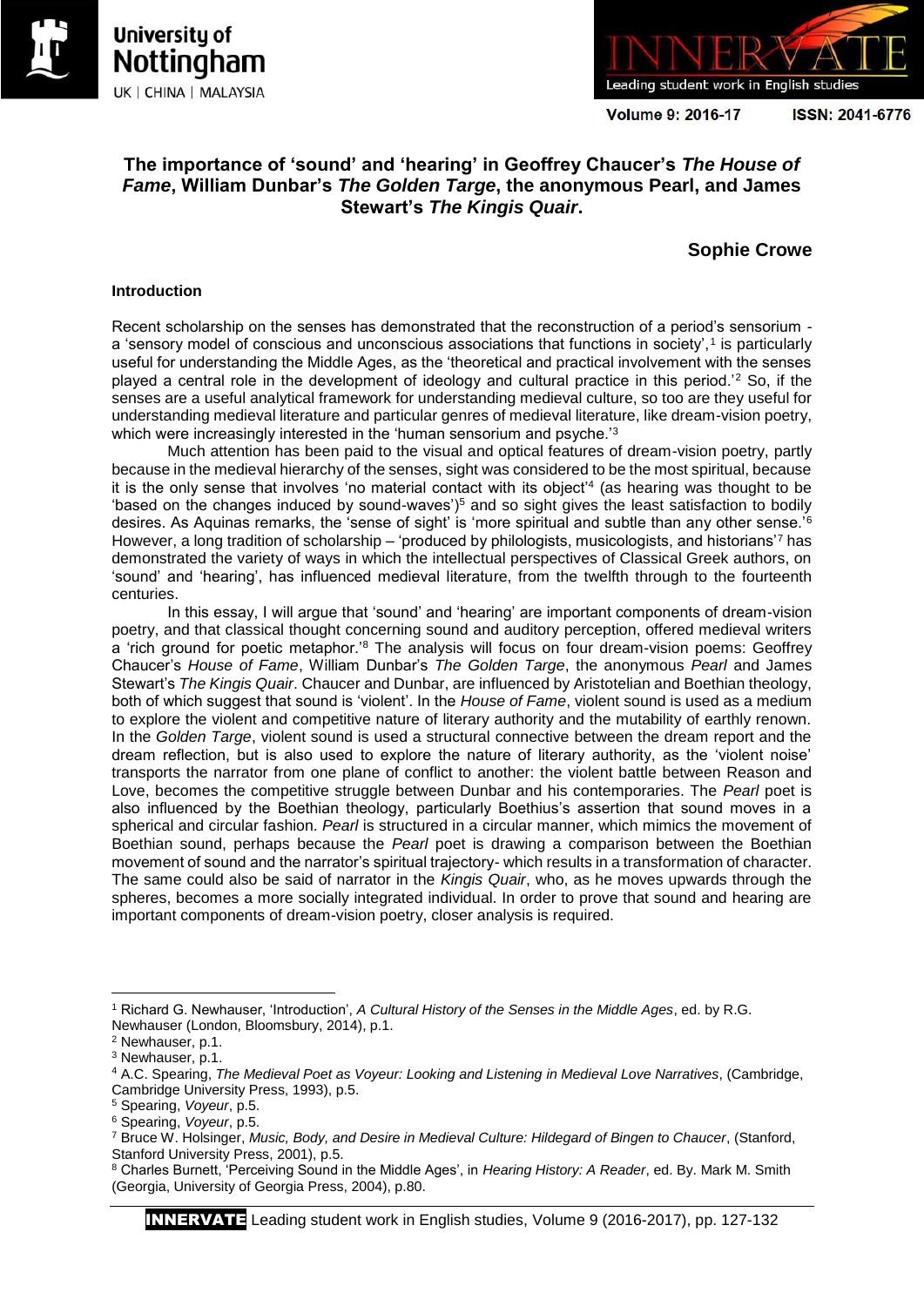# The importance of 'sound' and 'hearing' in Geoffrey Chaucer's *The House of Fame*, William Dunbar's *The Golden Targe*, the anonymous Pearl, and James Stewart's *The Kingis Quair*.

**Sophie Crowe**

### Introduction

Recent scholarship on the senses has demonstrated that the reconstruction of a period's sensorium - a 'sensory model of conscious and unconscious associations that functions in society',[1] is particularly useful for understanding the Middle Ages, as the 'theoretical and practical involvement with the senses played a central role in the development of ideology and cultural practice in this period.'[2] So, if the senses are a useful analytical framework for understanding medieval culture, so too are they useful for understanding medieval literature and particular genres of medieval literature, like dream-vision poetry, which were increasingly interested in the 'human sensorium and psyche.'[3]

Much attention has been paid to the visual and optical features of dream-vision poetry, partly because in the medieval hierarchy of the senses, sight was considered to be the most spiritual, because it is the only sense that involves 'no material contact with its object'[4] (as hearing was thought to be 'based on the changes induced by sound-waves')[5] and so sight gives the least satisfaction to bodily desires. As Aquinas remarks, the 'sense of sight' is 'more spiritual and subtle than any other sense.'[6] However, a long tradition of scholarship – 'produced by philologists, musicologists, and historians'[7] has demonstrated the variety of ways in which the intellectual perspectives of Classical Greek authors, on 'sound' and 'hearing', has influenced medieval literature, from the twelfth through to the fourteenth centuries.

In this essay, I will argue that 'sound' and 'hearing' are important components of dream-vision poetry, and that classical thought concerning sound and auditory perception, offered medieval writers a 'rich ground for poetic metaphor.'[8] The analysis will focus on four dream-vision poems: Geoffrey Chaucer's *House of Fame*, William Dunbar's *The Golden Targe*, the anonymous *Pearl* and James Stewart's *The Kingis Quair*. Chaucer and Dunbar, are influenced by Aristotelian and Boethian theology, both of which suggest that sound is 'violent'. In the *House of Fame*, violent sound is used as a medium to explore the violent and competitive nature of literary authority and the mutability of earthly renown. In the *Golden Targe*, violent sound is used a structural connective between the dream report and the dream reflection, but is also used to explore the nature of literary authority, as the 'violent noise' transports the narrator from one plane of conflict to another: the violent battle between Reason and Love, becomes the competitive struggle between Dunbar and his contemporaries. The *Pearl* poet is also influenced by the Boethian theology, particularly Boethius's assertion that sound moves in a spherical and circular fashion. *Pearl* is structured in a circular manner, which mimics the movement of Boethian sound, perhaps because the *Pearl* poet is drawing a comparison between the Boethian movement of sound and the narrator's spiritual trajectory- which results in a transformation of character. The same could also be said of narrator in the *Kingis Quair*, who, as he moves upwards through the spheres, becomes a more socially integrated individual. In order to prove that sound and hearing are important components of dream-vision poetry, closer analysis is required.

---

[1] Richard G. Newhauser, 'Introduction', *A Cultural History of the Senses in the Middle Ages*, ed. by R.G. Newhauser (London, Bloomsbury, 2014), p.1.

[2] Newhauser, p.1.

[3] Newhauser, p.1.

[4] A.C. Spearing, *The Medieval Poet as Voyeur: Looking and Listening in Medieval Love Narratives*, (Cambridge, Cambridge University Press, 1993), p.5.

[5] Spearing, *Voyeur*, p.5.

[6] Spearing, *Voyeur*, p.5.

[7] Bruce W. Holsinger, *Music, Body, and Desire in Medieval Culture: Hildegard of Bingen to Chaucer*, (Stanford, Stanford University Press, 2001), p.5.

[8] Charles Burnett, 'Perceiving Sound in the Middle Ages', in *Hearing History: A Reader*, ed. By. Mark M. Smith (Georgia, University of Georgia Press, 2004), p.80.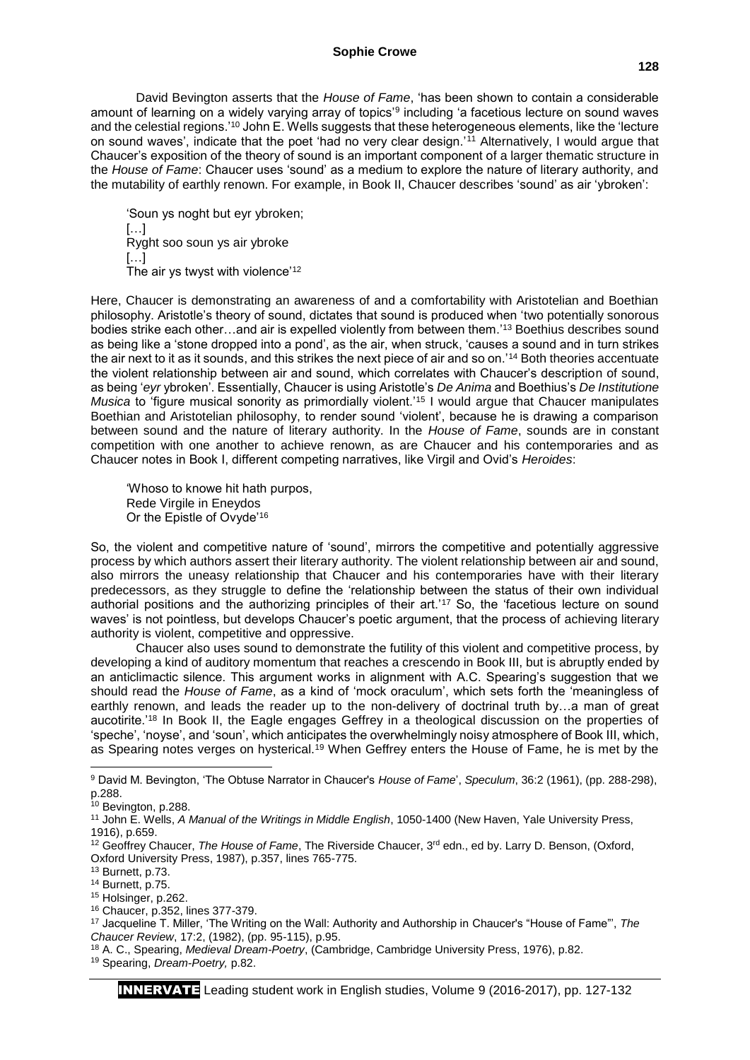David Bevington asserts that the *House of Fame*, 'has been shown to contain a considerable amount of learning on a widely varying array of topics'[9] including 'a facetious lecture on sound waves and the celestial regions.'[10] John E. Wells suggests that these heterogeneous elements, like the 'lecture on sound waves', indicate that the poet 'had no very clear design.'[11] Alternatively, I would argue that Chaucer's exposition of the theory of sound is an important component of a larger thematic structure in the *House of Fame*: Chaucer uses 'sound' as a medium to explore the nature of literary authority, and the mutability of earthly renown. For example, in Book II, Chaucer describes 'sound' as air 'ybroken':

> 'Soun ys noght but eyr ybroken;
> […]
> Ryght soo soun ys air ybroke
> […]
> The air ys twyst with violence'[12]

Here, Chaucer is demonstrating an awareness of and a comfortability with Aristotelian and Boethian philosophy. Aristotle's theory of sound, dictates that sound is produced when 'two potentially sonorous bodies strike each other…and air is expelled violently from between them.'[13] Boethius describes sound as being like a 'stone dropped into a pond', as the air, when struck, 'causes a sound and in turn strikes the air next to it as it sounds, and this strikes the next piece of air and so on.'[14] Both theories accentuate the violent relationship between air and sound, which correlates with Chaucer's description of sound, as being '*eyr* ybroken'. Essentially, Chaucer is using Aristotle's *De Anima* and Boethius's *De Institutione Musica* to 'figure musical sonority as primordially violent.'[15] I would argue that Chaucer manipulates Boethian and Aristotelian philosophy, to render sound 'violent', because he is drawing a comparison between sound and the nature of literary authority. In the *House of Fame*, sounds are in constant competition with one another to achieve renown, as are Chaucer and his contemporaries and as Chaucer notes in Book I, different competing narratives, like Virgil and Ovid's *Heroides*:

> 'Whoso to knowe hit hath purpos,
> Rede Virgile in Eneydos
> Or the Epistle of Ovyde'[16]

So, the violent and competitive nature of 'sound', mirrors the competitive and potentially aggressive process by which authors assert their literary authority. The violent relationship between air and sound, also mirrors the uneasy relationship that Chaucer and his contemporaries have with their literary predecessors, as they struggle to define the 'relationship between the status of their own individual authorial positions and the authorizing principles of their art.'[17] So, the 'facetious lecture on sound waves' is not pointless, but develops Chaucer's poetic argument, that the process of achieving literary authority is violent, competitive and oppressive.

Chaucer also uses sound to demonstrate the futility of this violent and competitive process, by developing a kind of auditory momentum that reaches a crescendo in Book III, but is abruptly ended by an anticlimactic silence. This argument works in alignment with A.C. Spearing's suggestion that we should read the *House of Fame*, as a kind of 'mock oraculum', which sets forth the 'meaningless of earthly renown, and leads the reader up to the non-delivery of doctrinal truth by…a man of great aucotirite.'[18] In Book II, the Eagle engages Geffrey in a theological discussion on the properties of 'speche', 'noyse', and 'soun', which anticipates the overwhelmingly noisy atmosphere of Book III, which, as Spearing notes verges on hysterical.[19] When Geffrey enters the House of Fame, he is met by the

---

[9] David M. Bevington, 'The Obtuse Narrator in Chaucer's *House of Fame*', *Speculum*, 36:2 (1961), (pp. 288-298), p.288.

[10] Bevington, p.288.

[11] John E. Wells, *A Manual of the Writings in Middle English*, 1050-1400 (New Haven, Yale University Press, 1916), p.659.

[12] Geoffrey Chaucer, *The House of Fame*, The Riverside Chaucer, 3rd edn., ed by. Larry D. Benson, (Oxford, Oxford University Press, 1987), p.357, lines 765-775.

[13] Burnett, p.73.

[14] Burnett, p.75.

[15] Holsinger, p.262.

[16] Chaucer, p.352, lines 377-379.

[17] Jacqueline T. Miller, 'The Writing on the Wall: Authority and Authorship in Chaucer's "House of Fame"', *The Chaucer Review*, 17:2, (1982), (pp. 95-115), p.95.

[18] A. C., Spearing, *Medieval Dream-Poetry*, (Cambridge, Cambridge University Press, 1976), p.82.

[19] Spearing, *Dream-Poetry,* p.82.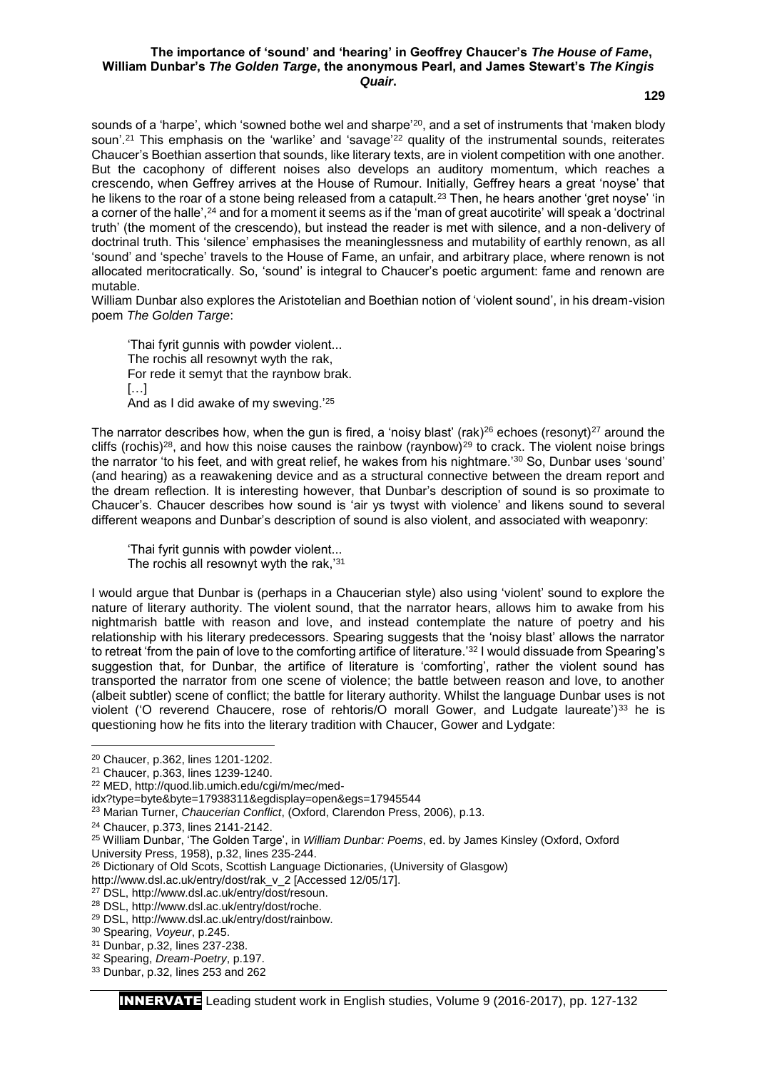sounds of a 'harpe', which 'sowned bothe wel and sharpe'[20], and a set of instruments that 'maken blody soun'.[21] This emphasis on the 'warlike' and 'savage'[22] quality of the instrumental sounds, reiterates Chaucer's Boethian assertion that sounds, like literary texts, are in violent competition with one another. But the cacophony of different noises also develops an auditory momentum, which reaches a crescendo, when Geffrey arrives at the House of Rumour. Initially, Geffrey hears a great 'noyse' that he likens to the roar of a stone being released from a catapult.[23] Then, he hears another 'gret noyse' 'in a corner of the halle',[24] and for a moment it seems as if the 'man of great aucotirite' will speak a 'doctrinal truth' (the moment of the crescendo), but instead the reader is met with silence, and a non-delivery of doctrinal truth. This 'silence' emphasises the meaninglessness and mutability of earthly renown, as all 'sound' and 'speche' travels to the House of Fame, an unfair, and arbitrary place, where renown is not allocated meritocratically. So, 'sound' is integral to Chaucer's poetic argument: fame and renown are mutable.

William Dunbar also explores the Aristotelian and Boethian notion of 'violent sound', in his dream-vision poem *The Golden Targe*:

> 'Thai fyrit gunnis with powder violent...
> The rochis all resownyt wyth the rak,
> For rede it semyt that the raynbow brak.
> […]
> And as I did awake of my sweving.'[25]

The narrator describes how, when the gun is fired, a 'noisy blast' (rak)[26] echoes (resonyt)[27] around the cliffs (rochis)[28], and how this noise causes the rainbow (raynbow)[29] to crack. The violent noise brings the narrator 'to his feet, and with great relief, he wakes from his nightmare.'[30] So, Dunbar uses 'sound' (and hearing) as a reawakening device and as a structural connective between the dream report and the dream reflection. It is interesting however, that Dunbar's description of sound is so proximate to Chaucer's. Chaucer describes how sound is 'air ys twyst with violence' and likens sound to several different weapons and Dunbar's description of sound is also violent, and associated with weaponry:

> 'Thai fyrit gunnis with powder violent...
> The rochis all resownyt wyth the rak,'[31]

I would argue that Dunbar is (perhaps in a Chaucerian style) also using 'violent' sound to explore the nature of literary authority. The violent sound, that the narrator hears, allows him to awake from his nightmarish battle with reason and love, and instead contemplate the nature of poetry and his relationship with his literary predecessors. Spearing suggests that the 'noisy blast' allows the narrator to retreat 'from the pain of love to the comforting artifice of literature.'[32] I would dissuade from Spearing's suggestion that, for Dunbar, the artifice of literature is 'comforting', rather the violent sound has transported the narrator from one scene of violence; the battle between reason and love, to another (albeit subtler) scene of conflict; the battle for literary authority. Whilst the language Dunbar uses is not violent ('O reverend Chaucere, rose of rehtoris/O morall Gower, and Ludgate laureate')[33] he is questioning how he fits into the literary tradition with Chaucer, Gower and Lydgate:

---

[20] Chaucer, p.362, lines 1201-1202.
[21] Chaucer, p.363, lines 1239-1240.
[22] MED, http://quod.lib.umich.edu/cgi/m/mec/med-idx?type=byte&byte=17938311&egdisplay=open&egs=17945544
[23] Marian Turner, *Chaucerian Conflict*, (Oxford, Clarendon Press, 2006), p.13.
[24] Chaucer, p.373, lines 2141-2142.
[25] William Dunbar, 'The Golden Targe', in *William Dunbar: Poems*, ed. by James Kinsley (Oxford, Oxford University Press, 1958), p.32, lines 235-244.
[26] Dictionary of Old Scots, Scottish Language Dictionaries, (University of Glasgow) http://www.dsl.ac.uk/entry/dost/rak_v_2 [Accessed 12/05/17].
[27] DSL, http://www.dsl.ac.uk/entry/dost/resoun.
[28] DSL, http://www.dsl.ac.uk/entry/dost/roche.
[29] DSL, http://www.dsl.ac.uk/entry/dost/rainbow.
[30] Spearing, *Voyeur*, p.245.
[31] Dunbar, p.32, lines 237-238.
[32] Spearing, *Dream-Poetry*, p.197.
[33] Dunbar, p.32, lines 253 and 262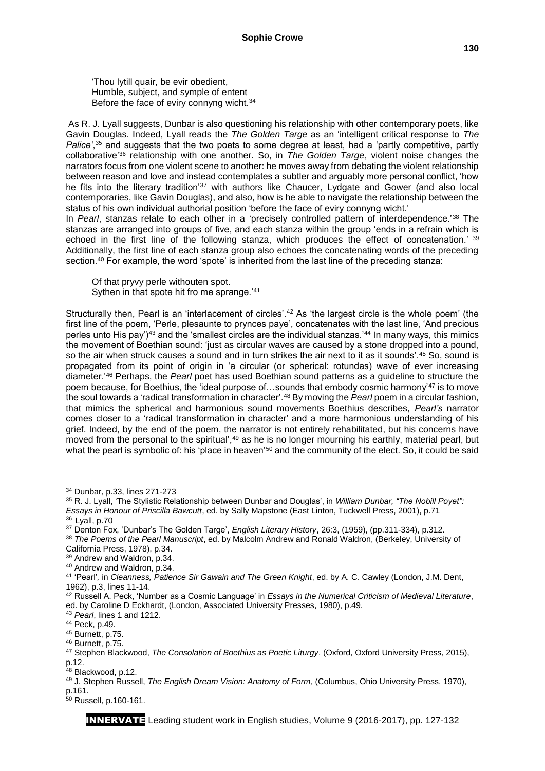> 'Thou lytill quair, be evir obedient,
> Humble, subject, and symple of entent
> Before the face of eviry connyng wicht.[34]

As R. J. Lyall suggests, Dunbar is also questioning his relationship with other contemporary poets, like Gavin Douglas. Indeed, Lyall reads the *The Golden Targe* as an 'intelligent critical response to *The Palice'*,[35] and suggests that the two poets to some degree at least, had a 'partly competitive, partly collaborative'[36] relationship with one another. So, in *The Golden Targe*, violent noise changes the narrators focus from one violent scene to another: he moves away from debating the violent relationship between reason and love and instead contemplates a subtler and arguably more personal conflict, 'how he fits into the literary tradition'[37] with authors like Chaucer, Lydgate and Gower (and also local contemporaries, like Gavin Douglas), and also, how is he able to navigate the relationship between the status of his own individual authorial position 'before the face of eviry connyng wicht.'

In *Pearl*, stanzas relate to each other in a 'precisely controlled pattern of interdependence.'[38] The stanzas are arranged into groups of five, and each stanza within the group 'ends in a refrain which is echoed in the first line of the following stanza, which produces the effect of concatenation.' [39] Additionally, the first line of each stanza group also echoes the concatenating words of the preceding section.[40] For example, the word 'spote' is inherited from the last line of the preceding stanza:

> Of that pryvy perle withouten spot.
> Sythen in that spote hit fro me sprange.'[41]

Structurally then, Pearl is an 'interlacement of circles'.[42] As 'the largest circle is the whole poem' (the first line of the poem, 'Perle, plesaunte to prynces paye', concatenates with the last line, 'And precious perles unto His pay')[43] and the 'smallest circles are the individual stanzas.'[44] In many ways, this mimics the movement of Boethian sound: 'just as circular waves are caused by a stone dropped into a pound, so the air when struck causes a sound and in turn strikes the air next to it as it sounds'.[45] So, sound is propagated from its point of origin in 'a circular (or spherical: rotundas) wave of ever increasing diameter.'[46] Perhaps, the *Pearl* poet has used Boethian sound patterns as a guideline to structure the poem because, for Boethius, the 'ideal purpose of…sounds that embody cosmic harmony'[47] is to move the soul towards a 'radical transformation in character'.[48] By moving the *Pearl* poem in a circular fashion, that mimics the spherical and harmonious sound movements Boethius describes, *Pearl's* narrator comes closer to a 'radical transformation in character' and a more harmonious understanding of his grief. Indeed, by the end of the poem, the narrator is not entirely rehabilitated, but his concerns have moved from the personal to the spiritual',[49] as he is no longer mourning his earthly, material pearl, but what the pearl is symbolic of: his 'place in heaven'[50] and the community of the elect. So, it could be said

---

[34] Dunbar, p.33, lines 271-273

[35] R. J. Lyall, 'The Stylistic Relationship between Dunbar and Douglas', in *William Dunbar, "The Nobill Poyet": Essays in Honour of Priscilla Bawcutt*, ed. by Sally Mapstone (East Linton, Tuckwell Press, 2001), p.71

[36] Lyall, p.70

[37] Denton Fox, 'Dunbar's The Golden Targe', *English Literary History*, 26:3, (1959), (pp.311-334), p.312.

[38] *The Poems of the Pearl Manuscript*, ed. by Malcolm Andrew and Ronald Waldron, (Berkeley, University of California Press, 1978), p.34.

[39] Andrew and Waldron, p.34.

[40] Andrew and Waldron, p.34.

[41] 'Pearl', in *Cleanness, Patience Sir Gawain and The Green Knight*, ed. by A. C. Cawley (London, J.M. Dent, 1962), p.3, lines 11-14.

[42] Russell A. Peck, 'Number as a Cosmic Language' in *Essays in the Numerical Criticism of Medieval Literature*, ed. by Caroline D Eckhardt, (London, Associated University Presses, 1980), p.49.

[43] *Pearl*, lines 1 and 1212.

[44] Peck, p.49.

[45] Burnett, p.75.

[46] Burnett, p.75.

[47] Stephen Blackwood, *The Consolation of Boethius as Poetic Liturgy*, (Oxford, Oxford University Press, 2015), p.12.

[48] Blackwood, p.12.

[49] J. Stephen Russell, *The English Dream Vision: Anatomy of Form,* (Columbus, Ohio University Press, 1970), p.161.

[50] Russell, p.160-161.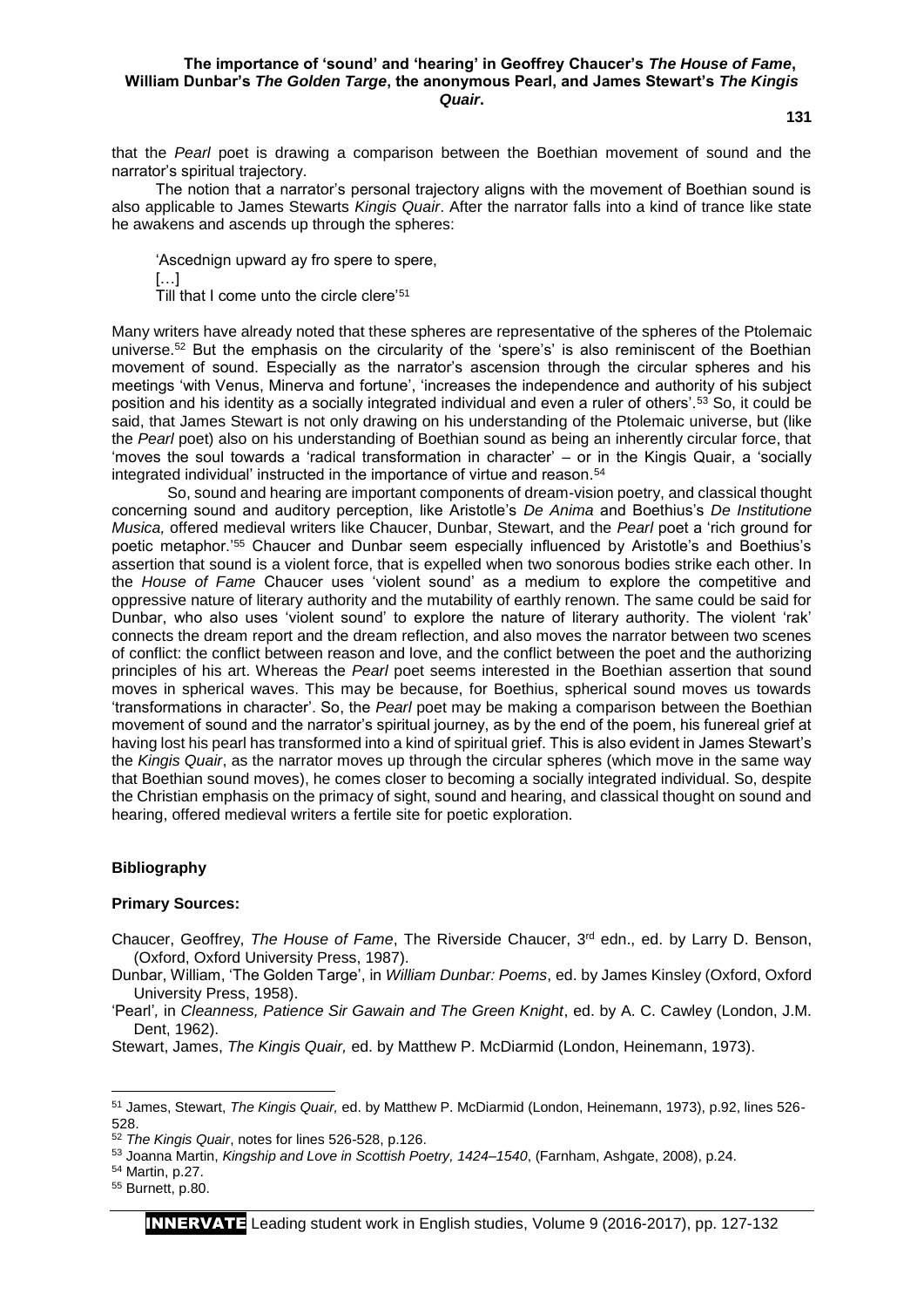that the *Pearl* poet is drawing a comparison between the Boethian movement of sound and the narrator's spiritual trajectory.

The notion that a narrator's personal trajectory aligns with the movement of Boethian sound is also applicable to James Stewarts *Kingis Quair*. After the narrator falls into a kind of trance like state he awakens and ascends up through the spheres:

> 'Ascednign upward ay fro spere to spere,
> […]
> Till that I come unto the circle clere'[51]

Many writers have already noted that these spheres are representative of the spheres of the Ptolemaic universe.[52] But the emphasis on the circularity of the 'spere's' is also reminiscent of the Boethian movement of sound. Especially as the narrator's ascension through the circular spheres and his meetings 'with Venus, Minerva and fortune', 'increases the independence and authority of his subject position and his identity as a socially integrated individual and even a ruler of others'.[53] So, it could be said, that James Stewart is not only drawing on his understanding of the Ptolemaic universe, but (like the *Pearl* poet) also on his understanding of Boethian sound as being an inherently circular force, that 'moves the soul towards a 'radical transformation in character' – or in the Kingis Quair, a 'socially integrated individual' instructed in the importance of virtue and reason.[54]

So, sound and hearing are important components of dream-vision poetry, and classical thought concerning sound and auditory perception, like Aristotle's *De Anima* and Boethius's *De Institutione Musica,* offered medieval writers like Chaucer, Dunbar, Stewart, and the *Pearl* poet a 'rich ground for poetic metaphor.'[55] Chaucer and Dunbar seem especially influenced by Aristotle's and Boethius's assertion that sound is a violent force, that is expelled when two sonorous bodies strike each other. In the *House of Fame* Chaucer uses 'violent sound' as a medium to explore the competitive and oppressive nature of literary authority and the mutability of earthly renown. The same could be said for Dunbar, who also uses 'violent sound' to explore the nature of literary authority. The violent 'rak' connects the dream report and the dream reflection, and also moves the narrator between two scenes of conflict: the conflict between reason and love, and the conflict between the poet and the authorizing principles of his art. Whereas the *Pearl* poet seems interested in the Boethian assertion that sound moves in spherical waves. This may be because, for Boethius, spherical sound moves us towards 'transformations in character'. So, the *Pearl* poet may be making a comparison between the Boethian movement of sound and the narrator's spiritual journey, as by the end of the poem, his funereal grief at having lost his pearl has transformed into a kind of spiritual grief. This is also evident in James Stewart's the *Kingis Quair*, as the narrator moves up through the circular spheres (which move in the same way that Boethian sound moves), he comes closer to becoming a socially integrated individual. So, despite the Christian emphasis on the primacy of sight, sound and hearing, and classical thought on sound and hearing, offered medieval writers a fertile site for poetic exploration.

## Bibliography

### Primary Sources:

Chaucer, Geoffrey, *The House of Fame*, The Riverside Chaucer, 3rd edn., ed. by Larry D. Benson, (Oxford, Oxford University Press, 1987).

Dunbar, William, 'The Golden Targe', in *William Dunbar: Poems*, ed. by James Kinsley (Oxford, Oxford University Press, 1958).

'Pearl'*,* in *Cleanness, Patience Sir Gawain and The Green Knight*, ed. by A. C. Cawley (London, J.M. Dent, 1962).

Stewart, James, *The Kingis Quair,* ed. by Matthew P. McDiarmid (London, Heinemann, 1973).

---

[51] James, Stewart, *The Kingis Quair,* ed. by Matthew P. McDiarmid (London, Heinemann, 1973), p.92, lines 526-528.

[52] *The Kingis Quair*, notes for lines 526-528, p.126.

[53] Joanna Martin, *Kingship and Love in Scottish Poetry, 1424–1540*, (Farnham, Ashgate, 2008), p.24.

[54] Martin, p.27.

[55] Burnett, p.80.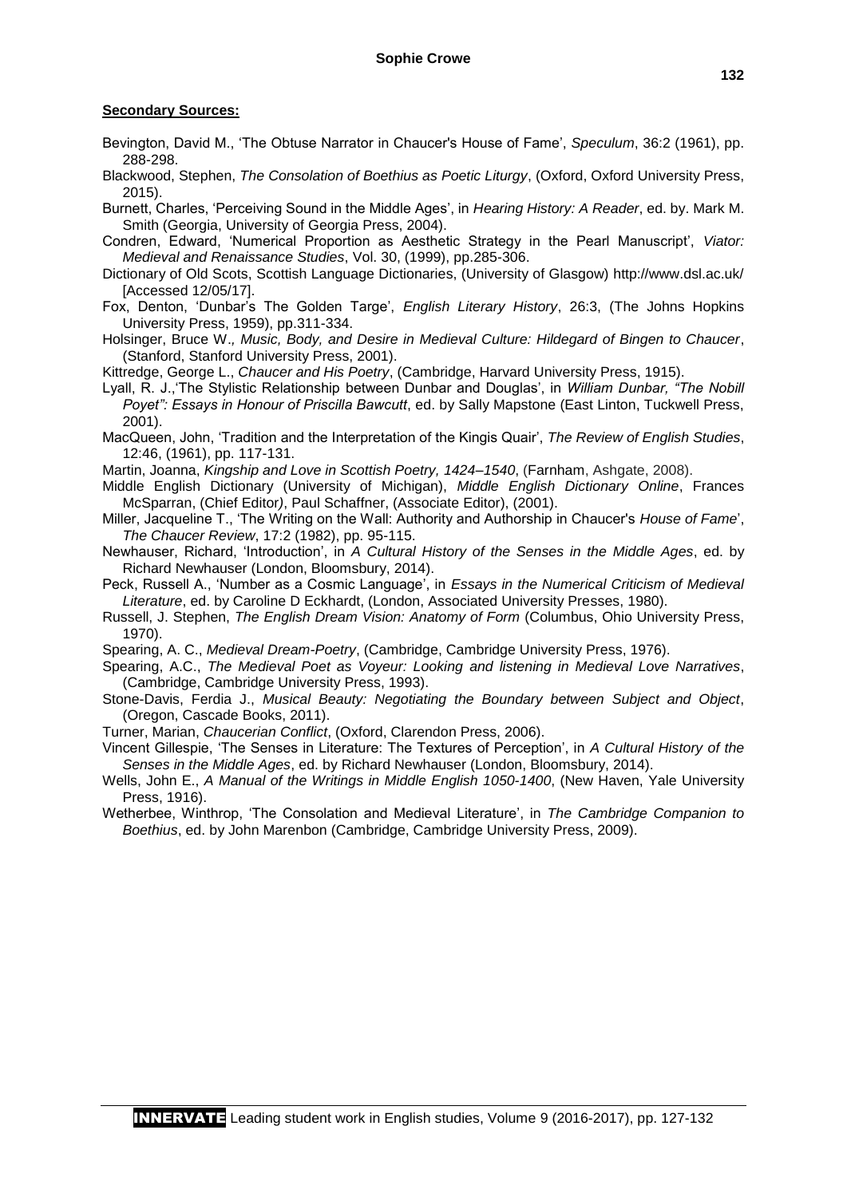**Secondary Sources:**

Bevington, David M., 'The Obtuse Narrator in Chaucer's House of Fame', *Speculum*, 36:2 (1961), pp. 288-298.

Blackwood, Stephen, *The Consolation of Boethius as Poetic Liturgy*, (Oxford, Oxford University Press, 2015).

Burnett, Charles, 'Perceiving Sound in the Middle Ages', in *Hearing History: A Reader*, ed. by. Mark M. Smith (Georgia, University of Georgia Press, 2004).

Condren, Edward, 'Numerical Proportion as Aesthetic Strategy in the Pearl Manuscript', *Viator: Medieval and Renaissance Studies*, Vol. 30, (1999), pp.285-306.

Dictionary of Old Scots, Scottish Language Dictionaries, (University of Glasgow) http://www.dsl.ac.uk/ [Accessed 12/05/17].

Fox, Denton, 'Dunbar's The Golden Targe', *English Literary History*, 26:3, (The Johns Hopkins University Press, 1959), pp.311-334.

Holsinger, Bruce W*., Music, Body, and Desire in Medieval Culture: Hildegard of Bingen to Chaucer*, (Stanford, Stanford University Press, 2001).

Kittredge, George L., *Chaucer and His Poetry*, (Cambridge, Harvard University Press, 1915).

Lyall, R. J.,'The Stylistic Relationship between Dunbar and Douglas', in *William Dunbar, "The Nobill Poyet": Essays in Honour of Priscilla Bawcutt*, ed. by Sally Mapstone (East Linton, Tuckwell Press, 2001).

MacQueen, John, 'Tradition and the Interpretation of the Kingis Quair', *The Review of English Studies*, 12:46, (1961), pp. 117-131.

Martin, Joanna, *Kingship and Love in Scottish Poetry, 1424–1540*, (Farnham, Ashgate, 2008).

Middle English Dictionary (University of Michigan), *Middle English Dictionary Online*, Frances McSparran, (Chief Editor*)*, Paul Schaffner, (Associate Editor), (2001).

Miller, Jacqueline T., 'The Writing on the Wall: Authority and Authorship in Chaucer's *House of Fame*', *The Chaucer Review*, 17:2 (1982), pp. 95-115.

Newhauser, Richard, 'Introduction', in *A Cultural History of the Senses in the Middle Ages*, ed. by Richard Newhauser (London, Bloomsbury, 2014).

Peck, Russell A., 'Number as a Cosmic Language', in *Essays in the Numerical Criticism of Medieval Literature*, ed. by Caroline D Eckhardt, (London, Associated University Presses, 1980).

Russell, J. Stephen, *The English Dream Vision: Anatomy of Form* (Columbus, Ohio University Press, 1970).

Spearing, A. C., *Medieval Dream-Poetry*, (Cambridge, Cambridge University Press, 1976).

Spearing, A.C., *The Medieval Poet as Voyeur: Looking and listening in Medieval Love Narratives*, (Cambridge, Cambridge University Press, 1993).

Stone-Davis, Ferdia J., *Musical Beauty: Negotiating the Boundary between Subject and Object*, (Oregon, Cascade Books, 2011).

Turner, Marian, *Chaucerian Conflict*, (Oxford, Clarendon Press, 2006).

Vincent Gillespie, 'The Senses in Literature: The Textures of Perception', in *A Cultural History of the Senses in the Middle Ages*, ed. by Richard Newhauser (London, Bloomsbury, 2014).

Wells, John E., *A Manual of the Writings in Middle English 1050-1400*, (New Haven, Yale University Press, 1916).

Wetherbee, Winthrop, 'The Consolation and Medieval Literature', in *The Cambridge Companion to Boethius*, ed. by John Marenbon (Cambridge, Cambridge University Press, 2009).